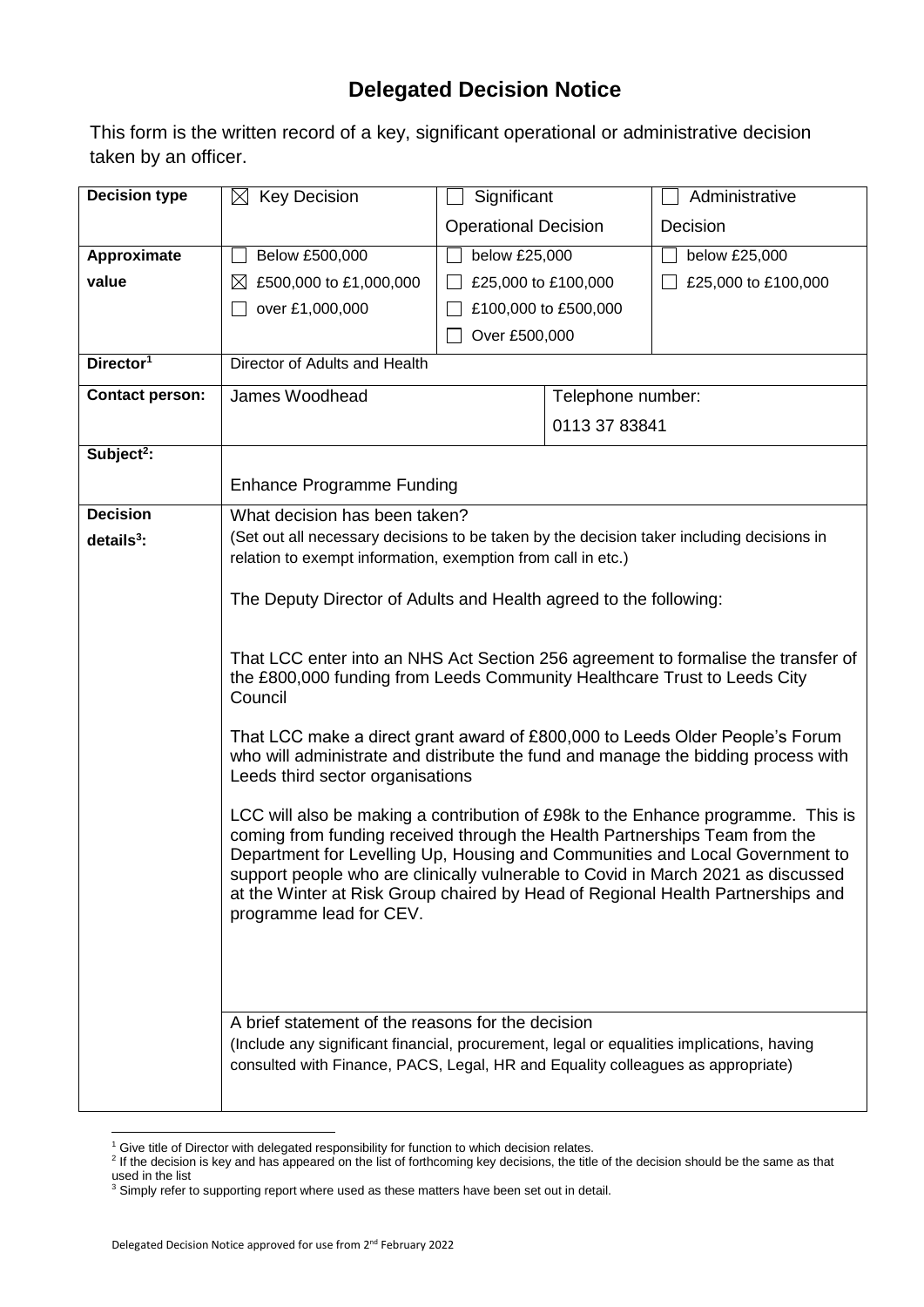# Delegated Decision Notice

This form is the written record of a key, significant operational or administrative decision taken by an officer.

| | | | | |
|---|---|---|---|---|
| **Decision type** | ☒ Key Decision | ☐ Significant Operational Decision | | ☐ Administrative Decision |
| **Approximate value** | ☐ Below £500,000<br>☒ £500,000 to £1,000,000<br>☐ over £1,000,000 | ☐ below £25,000<br>☐ £25,000 to £100,000<br>☐ £100,000 to £500,000<br>☐ Over £500,000 | | ☐ below £25,000<br>☐ £25,000 to £100,000 |
| **Director[1]** | Director of Adults and Health | | | |
| **Contact person:** | James Woodhead | | Telephone number: 0113 37 83841 | |
| **Subject[2]:** | Enhance Programme Funding | | | |
| **Decision details[3]:** | What decision has been taken?<br>(Set out all necessary decisions to be taken by the decision taker including decisions in relation to exempt information, exemption from call in etc.)<br><br>The Deputy Director of Adults and Health agreed to the following:<br><br>That LCC enter into an NHS Act Section 256 agreement to formalise the transfer of the £800,000 funding from Leeds Community Healthcare Trust to Leeds City Council<br><br>That LCC make a direct grant award of £800,000 to Leeds Older People's Forum who will administrate and distribute the fund and manage the bidding process with Leeds third sector organisations<br><br>LCC will also be making a contribution of £98k to the Enhance programme. This is coming from funding received through the Health Partnerships Team from the Department for Levelling Up, Housing and Communities and Local Government to support people who are clinically vulnerable to Covid in March 2021 as discussed at the Winter at Risk Group chaired by Head of Regional Health Partnerships and programme lead for CEV. | | | |
| | A brief statement of the reasons for the decision<br>(Include any significant financial, procurement, legal or equalities implications, having consulted with Finance, PACS, Legal, HR and Equality colleagues as appropriate) | | | |

[1] Give title of Director with delegated responsibility for function to which decision relates.
[2] If the decision is key and has appeared on the list of forthcoming key decisions, the title of the decision should be the same as that used in the list
[3] Simply refer to supporting report where used as these matters have been set out in detail.

Delegated Decision Notice approved for use from 2nd February 2022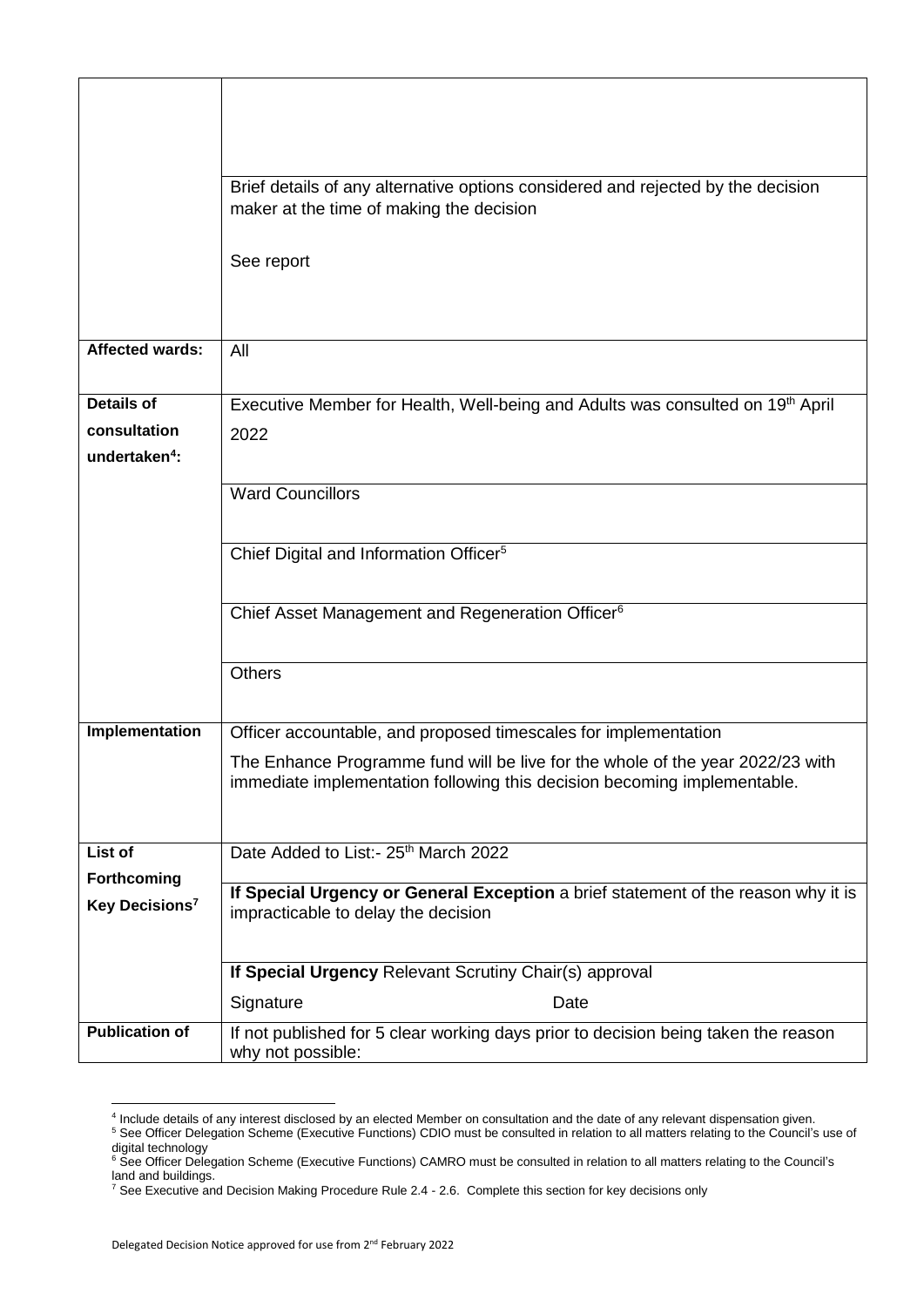| | |
|---|---|
| | Brief details of any alternative options considered and rejected by the decision maker at the time of making the decision<br><br>See report |
| **Affected wards:** | All |
| **Details of consultation undertaken[4]:** | Executive Member for Health, Well-being and Adults was consulted on 19th April 2022 |
| | Ward Councillors |
| | Chief Digital and Information Officer[5] |
| | Chief Asset Management and Regeneration Officer[6] |
| | Others |
| **Implementation** | Officer accountable, and proposed timescales for implementation<br><br>The Enhance Programme fund will be live for the whole of the year 2022/23 with immediate implementation following this decision becoming implementable. |
| **List of Forthcoming Key Decisions[7]** | Date Added to List:- 25th March 2022 |
| | **If Special Urgency or General Exception** a brief statement of the reason why it is impracticable to delay the decision |
| | **If Special Urgency** Relevant Scrutiny Chair(s) approval<br><br>Signature Date |
| **Publication of** | If not published for 5 clear working days prior to decision being taken the reason why not possible: |

[4] Include details of any interest disclosed by an elected Member on consultation and the date of any relevant dispensation given.

[5] See Officer Delegation Scheme (Executive Functions) CDIO must be consulted in relation to all matters relating to the Council's use of digital technology

[6] See Officer Delegation Scheme (Executive Functions) CAMRO must be consulted in relation to all matters relating to the Council's land and buildings.

[7] See Executive and Decision Making Procedure Rule 2.4 - 2.6. Complete this section for key decisions only

Delegated Decision Notice approved for use from 2nd February 2022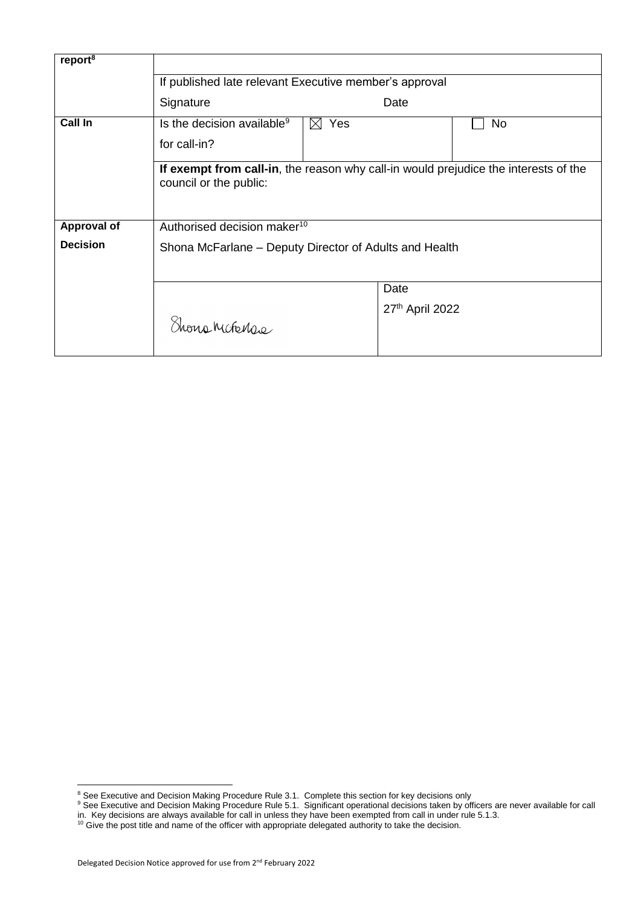| | | | | |
|---|---|---|---|---|
| **report**[8] | | | | |
| | If published late relevant Executive member's approval | | | |
| | Signature | | Date | |
| **Call In** | Is the decision available[9] for call-in? | ☒ Yes | | ☐ No |
| | **If exempt from call-in**, the reason why call-in would prejudice the interests of the council or the public: | | | |
| **Approval of Decision** | Authorised decision maker[10] | | | |
| | Shona McFarlane – Deputy Director of Adults and Health | | | |
| | Shona McFarlane | | Date<br>27th April 2022 | |

[8] See Executive and Decision Making Procedure Rule 3.1. Complete this section for key decisions only

[9] See Executive and Decision Making Procedure Rule 5.1. Significant operational decisions taken by officers are never available for call in. Key decisions are always available for call in unless they have been exempted from call in under rule 5.1.3.

[10] Give the post title and name of the officer with appropriate delegated authority to take the decision.

Delegated Decision Notice approved for use from 2nd February 2022